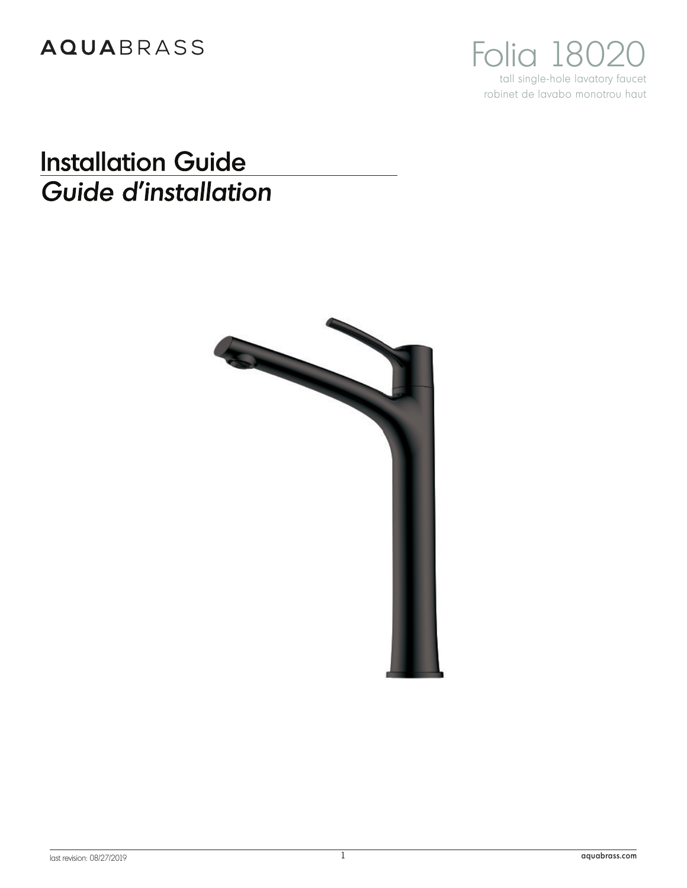AQUABRASS

# Folia 18020

tall single-hole lavatory faucet

robinet de lavabo monotrou haut

# Installation Guide

## *Guide d'installation*

last revision: 08/27/2019

aquabrass.com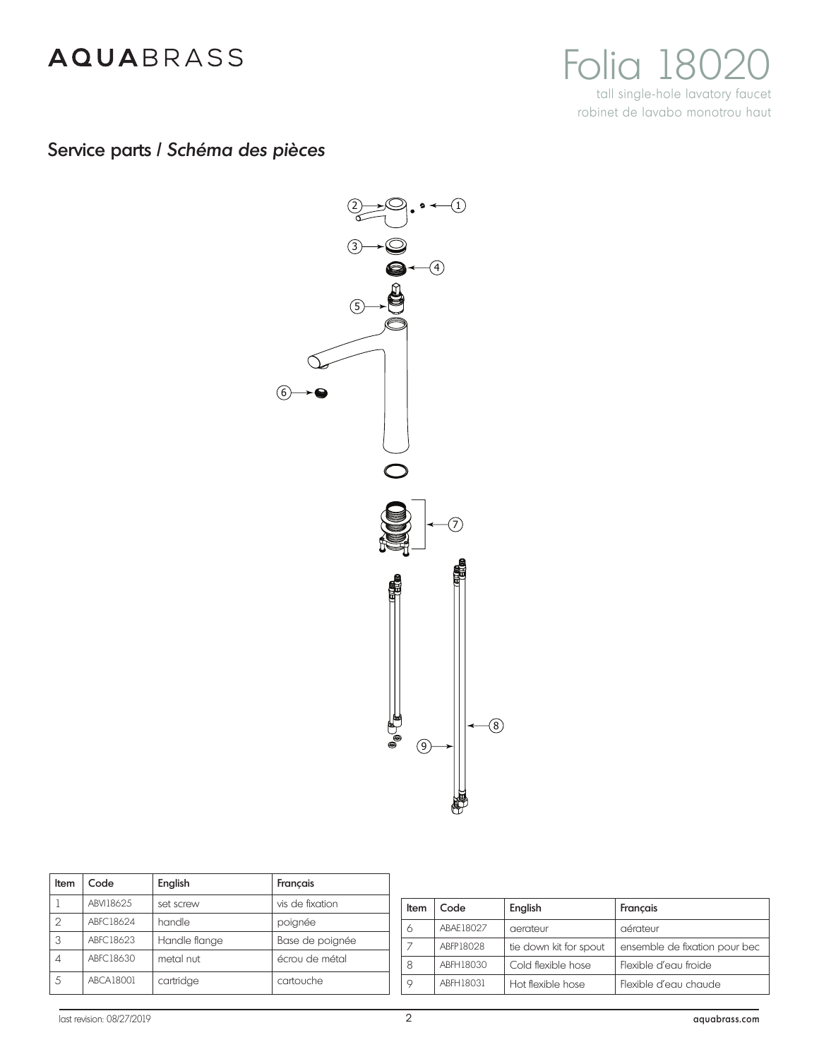AQUABRASS

# Folia 18020

tall single-hole lavatory faucet
robinet de lavabo monotrou haut

## Service parts / *Schéma des pièces*

| Item | Code | English | Français |
| --- | --- | --- | --- |
| 1 | ABVI18625 | set screw | vis de fixation |
| 2 | ABFC18624 | handle | poignée |
| 3 | ABFC18623 | Handle flange | Base de poignée |
| 4 | ABFC18630 | metal nut | écrou de métal |
| 5 | ABCA18001 | cartridge | cartouche |

| Item | Code | English | Français |
| --- | --- | --- | --- |
| 6 | ABAE18027 | aerateur | aérateur |
| 7 | ABFP18028 | tie down kit for spout | ensemble de fixation pour bec |
| 8 | ABFH18030 | Cold flexible hose | Flexible d'eau froide |
| 9 | ABFH18031 | Hot flexible hose | Flexible d'eau chaude |

last revision: 08/27/2019

aquabrass.com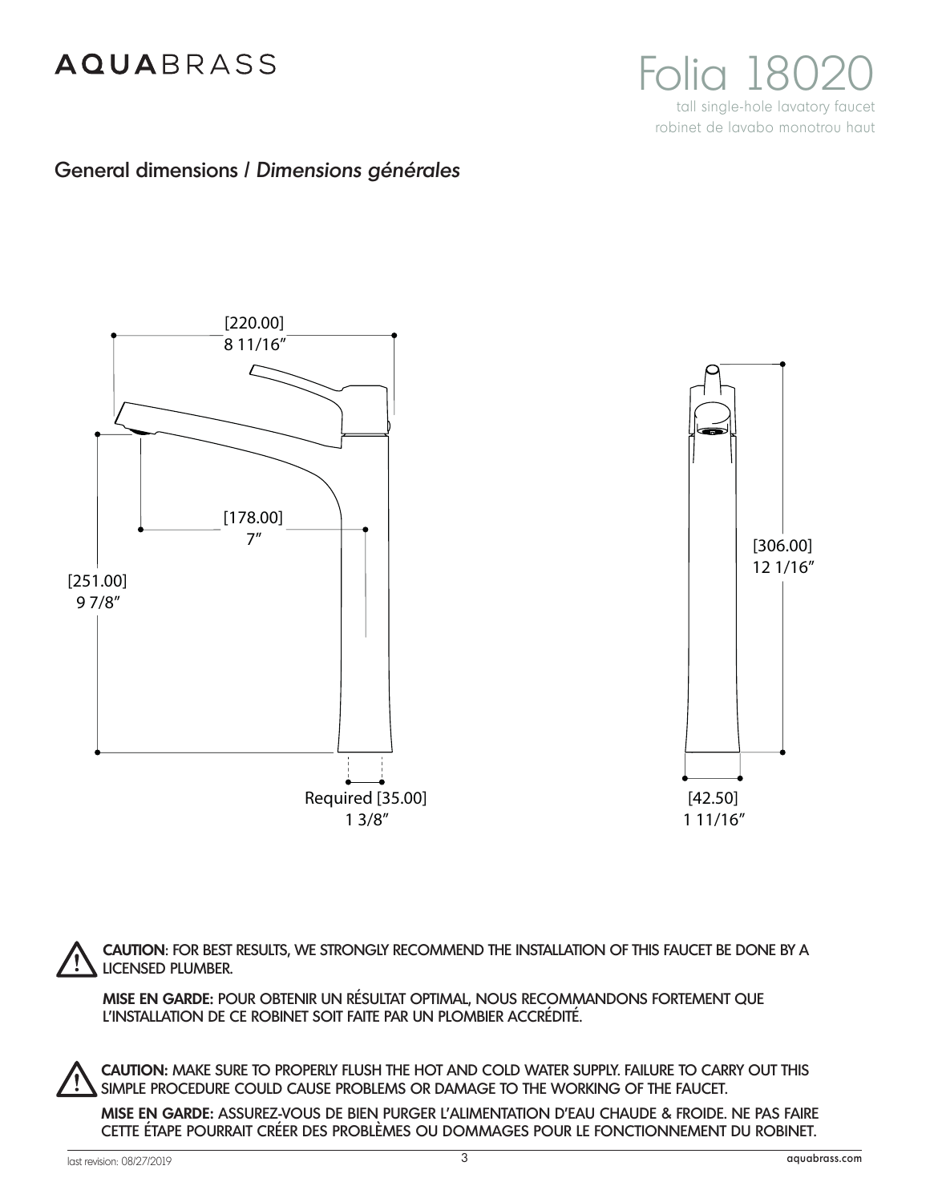# AQUABRASS

## Folia 18020

tall single-hole lavatory faucet
robinet de lavabo monotrou haut

## General dimensions / *Dimensions générales*

[220.00]
8 11/16″

[178.00]
7″

[251.00]
9 7/8″

Required [35.00]
1 3/8″

[306.00]
12 1/16″

[42.50]
1 11/16″

**CAUTION**: FOR BEST RESULTS, WE STRONGLY RECOMMEND THE INSTALLATION OF THIS FAUCET BE DONE BY A LICENSED PLUMBER.

**MISE EN GARDE:** POUR OBTENIR UN RÉSULTAT OPTIMAL, NOUS RECOMMANDONS FORTEMENT QUE L'INSTALLATION DE CE ROBINET SOIT FAITE PAR UN PLOMBIER ACCRÉDITÉ.

**CAUTION:** MAKE SURE TO PROPERLY FLUSH THE HOT AND COLD WATER SUPPLY. FAILURE TO CARRY OUT THIS SIMPLE PROCEDURE COULD CAUSE PROBLEMS OR DAMAGE TO THE WORKING OF THE FAUCET.

**MISE EN GARDE:** ASSUREZ-VOUS DE BIEN PURGER L'ALIMENTATION D'EAU CHAUDE & FROIDE. NE PAS FAIRE CETTE ÉTAPE POURRAIT CRÉER DES PROBLÈMES OU DOMMAGES POUR LE FONCTIONNEMENT DU ROBINET.

last revision: 08/27/2019

aquabrass.com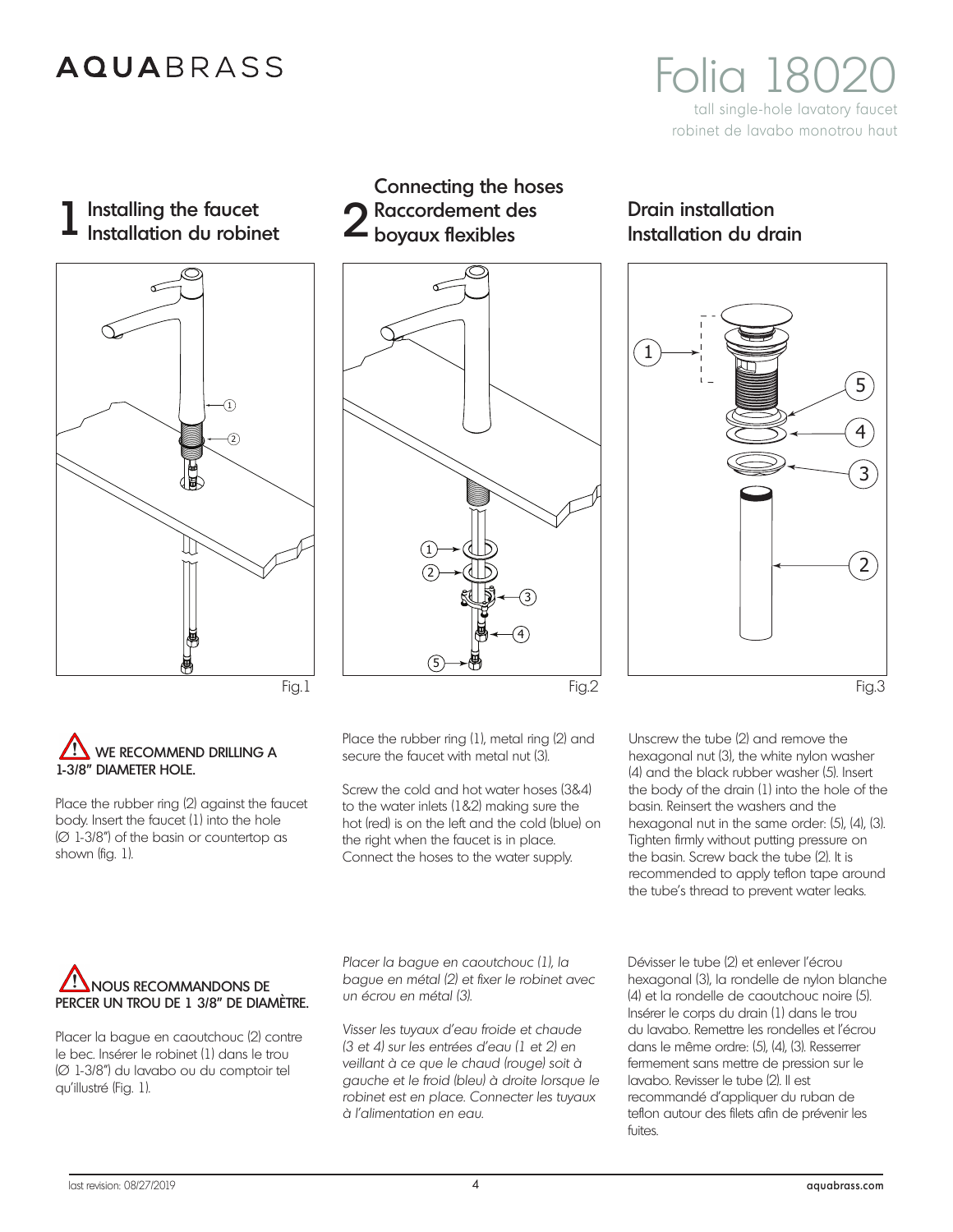# AQUABRASS

## Folia 18020

tall single-hole lavatory faucet

robinet de lavabo monotrou haut

## 1 Installing the faucet / Installation du robinet

Fig.1

**⚠ WE RECOMMEND DRILLING A 1-3/8" DIAMETER HOLE.**

Place the rubber ring (2) against the faucet body. Insert the faucet (1) into the hole (∅ 1-3/8") of the basin or countertop as shown (fig. 1).

**⚠ NOUS RECOMMANDONS DE PERCER UN TROU DE 1 3/8" DE DIAMÈTRE.**

Placer la bague en caoutchouc (2) contre le bec. Insérer le robinet (1) dans le trou (∅ 1-3/8") du lavabo ou du comptoir tel qu'illustré (Fig. 1).

## 2 Connecting the hoses / Raccordement des boyaux flexibles

Fig.2

Place the rubber ring (1), metal ring (2) and secure the faucet with metal nut (3).

Screw the cold and hot water hoses (3&4) to the water inlets (1&2) making sure the hot (red) is on the left and the cold (blue) on the right when the faucet is in place. Connect the hoses to the water supply.

*Placer la bague en caoutchouc (1), la bague en métal (2) et fixer le robinet avec un écrou en métal (3).*

*Visser les tuyaux d'eau froide et chaude (3 et 4) sur les entrées d'eau (1 et 2) en veillant à ce que le chaud (rouge) soit à gauche et le froid (bleu) à droite lorsque le robinet est en place. Connecter les tuyaux à l'alimentation en eau.*

## Drain installation / Installation du drain

Fig.3

Unscrew the tube (2) and remove the hexagonal nut (3), the white nylon washer (4) and the black rubber washer (5). Insert the body of the drain (1) into the hole of the basin. Reinsert the washers and the hexagonal nut in the same order: (5), (4), (3). Tighten firmly without putting pressure on the basin. Screw back the tube (2). It is recommended to apply teflon tape around the tube's thread to prevent water leaks.

Dévisser le tube (2) et enlever l'écrou hexagonal (3), la rondelle de nylon blanche (4) et la rondelle de caoutchouc noire (5). Insérer le corps du drain (1) dans le trou du lavabo. Remettre les rondelles et l'écrou dans le même ordre: (5), (4), (3). Resserrer fermement sans mettre de pression sur le lavabo. Revisser le tube (2). Il est recommandé d'appliquer du ruban de teflon autour des filets afin de prévenir les fuites.

last revision: 08/27/2019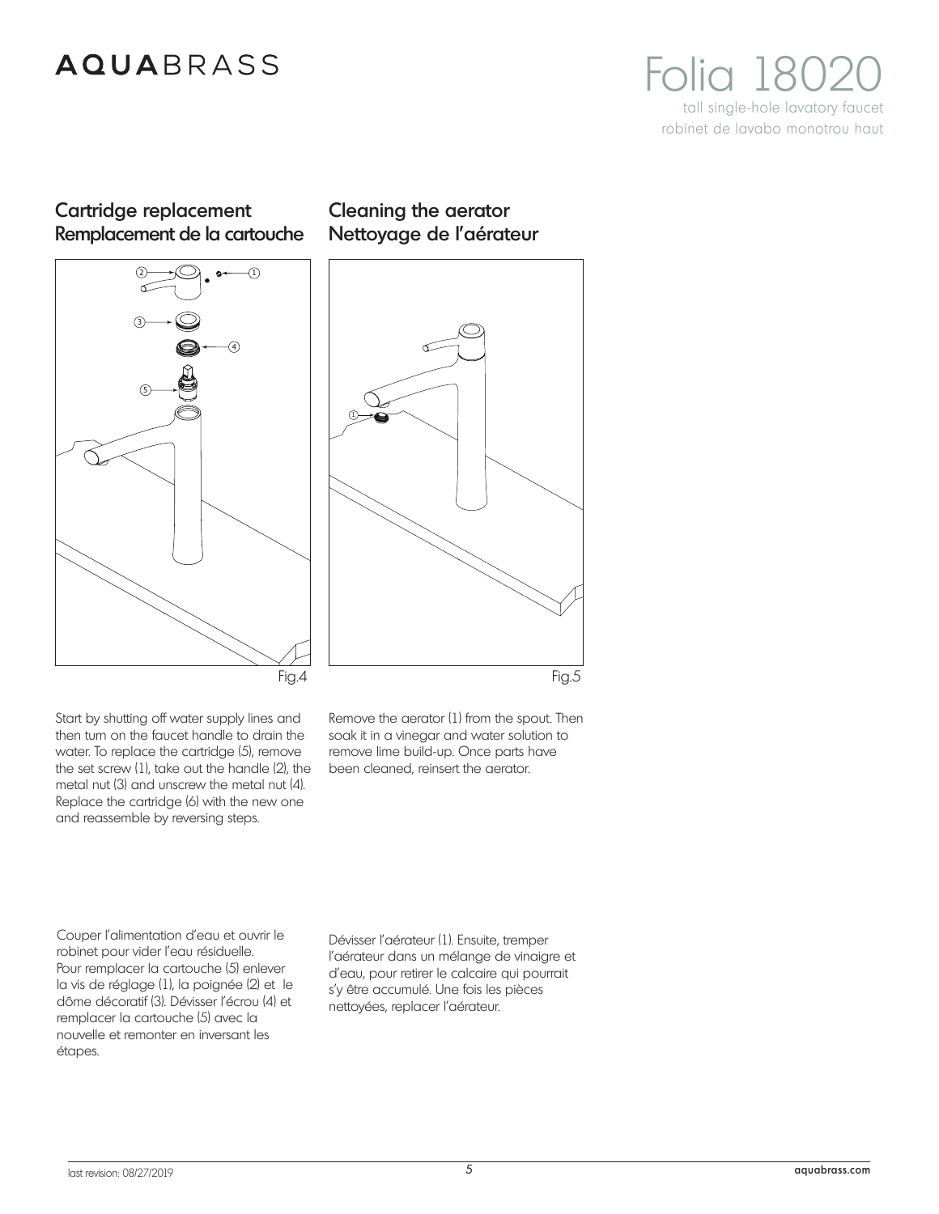# AQUABRASS

## Folia 18020

tall single-hole lavatory faucet
robinet de lavabo monotrou haut

## Cartridge replacement
## Remplacement de la cartouche

Fig.4

Start by shutting off water supply lines and then turn on the faucet handle to drain the water. To replace the cartridge (5), remove the set screw (1), take out the handle (2), the metal nut (3) and unscrew the metal nut (4). Replace the cartridge (6) with the new one and reassemble by reversing steps.

Couper l'alimentation d'eau et ouvrir le robinet pour vider l'eau résiduelle. Pour remplacer la cartouche (5) enlever la vis de réglage (1), la poignée (2) et le dôme décoratif (3). Dévisser l'écrou (4) et remplacer la cartouche (5) avec la nouvelle et remonter en inversant les étapes.

## Cleaning the aerator
## Nettoyage de l'aérateur

Fig.5

Remove the aerator (1) from the spout. Then soak it in a vinegar and water solution to remove lime build-up. Once parts have been cleaned, reinsert the aerator.

Dévisser l'aérateur (1). Ensuite, tremper l'aérateur dans un mélange de vinaigre et d'eau, pour retirer le calcaire qui pourrait s'y être accumulé. Une fois les pièces nettoyées, replacer l'aérateur.

last revision: 08/27/2019

aquabrass.com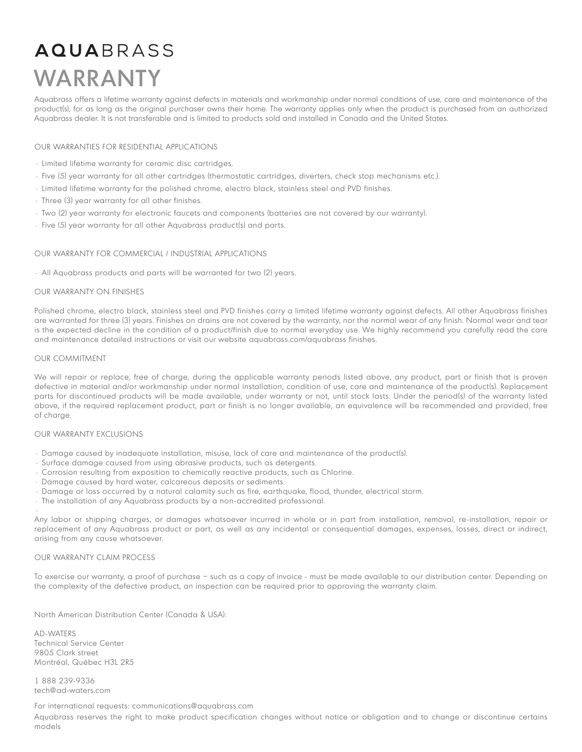# AQUABRASS
# WARRANTY

Aquabrass offers a lifetime warranty against defects in materials and workmanship under normal conditions of use, care and maintenance of the product(s), for as long as the original purchaser owns their home. The warranty applies only when the product is purchased from an authorized Aquabrass dealer. It is not transferable and is limited to products sold and installed in Canada and the United States.

## OUR WARRANTIES FOR RESIDENTIAL APPLICATIONS

- Limited lifetime warranty for ceramic disc cartridges.
- Five (5) year warranty for all other cartridges (thermostatic cartridges, diverters, check stop mechanisms etc.).
- Limited lifetime warranty for the polished chrome, electro black, stainless steel and PVD finishes.
- Three (3) year warranty for all other finishes.
- Two (2) year warranty for electronic faucets and components (batteries are not covered by our warranty).
- Five (5) year warranty for all other Aquabrass product(s) and parts.

## OUR WARRANTY FOR COMMERCIAL / INDUSTRIAL APPLICATIONS

- All Aquabrass products and parts will be warranted for two (2) years.

## OUR WARRANTY ON FINISHES

Polished chrome, electro black, stainless steel and PVD finishes carry a limited lifetime warranty against defects. All other Aquabrass finishes are warranted for three (3) years. Finishes on drains are not covered by the warranty, nor the normal wear of any finish. Normal wear and tear is the expected decline in the condition of a product/finish due to normal everyday use. We highly recommend you carefully read the care and maintenance detailed instructions or visit our website aquabrass.com/aquabrass finishes.

## OUR COMMITMENT

We will repair or replace, free of charge, during the applicable warranty periods listed above, any product, part or finish that is proven defective in material and/or workmanship under normal installation, condition of use, care and maintenance of the product(s). Replacement parts for discontinued products will be made available, under warranty or not, until stock lasts. Under the period(s) of the warranty listed above, if the required replacement product, part or finish is no longer available, an equivalence will be recommended and provided, free of charge.

## OUR WARRANTY EXCLUSIONS

- Damage caused by inadequate installation, misuse, lack of care and maintenance of the product(s).
- Surface damage caused from using abrasive products, such as detergents.
- Corrosion resulting from exposition to chemically reactive products, such as Chlorine.
- Damage caused by hard water, calcareous deposits or sediments.
- Damage or loss occurred by a natural calamity such as fire, earthquake, flood, thunder, electrical storm.
- The installation of any Aquabrass products by a non-accredited professional.

Any labor or shipping charges, or damages whatsoever incurred in whole or in part from installation, removal, re-installation, repair or replacement of any Aquabrass product or part, as well as any incidental or consequential damages, expenses, losses, direct or indirect, arising from any cause whatsoever.

## OUR WARRANTY CLAIM PROCESS

To exercise our warranty, a proof of purchase – such as a copy of invoice - must be made available to our distribution center. Depending on the complexity of the defective product, an inspection can be required prior to approving the warranty claim.

North American Distribution Center (Canada & USA):

AD-WATERS
Technical Service Center
9805 Clark street
Montréal, Québec H3L 2R5

1 888 239-9336
tech@ad-waters.com

For international requests: communications@aquabrass.com

Aquabrass reserves the right to make product specification changes without notice or obligation and to change or discontinue certains models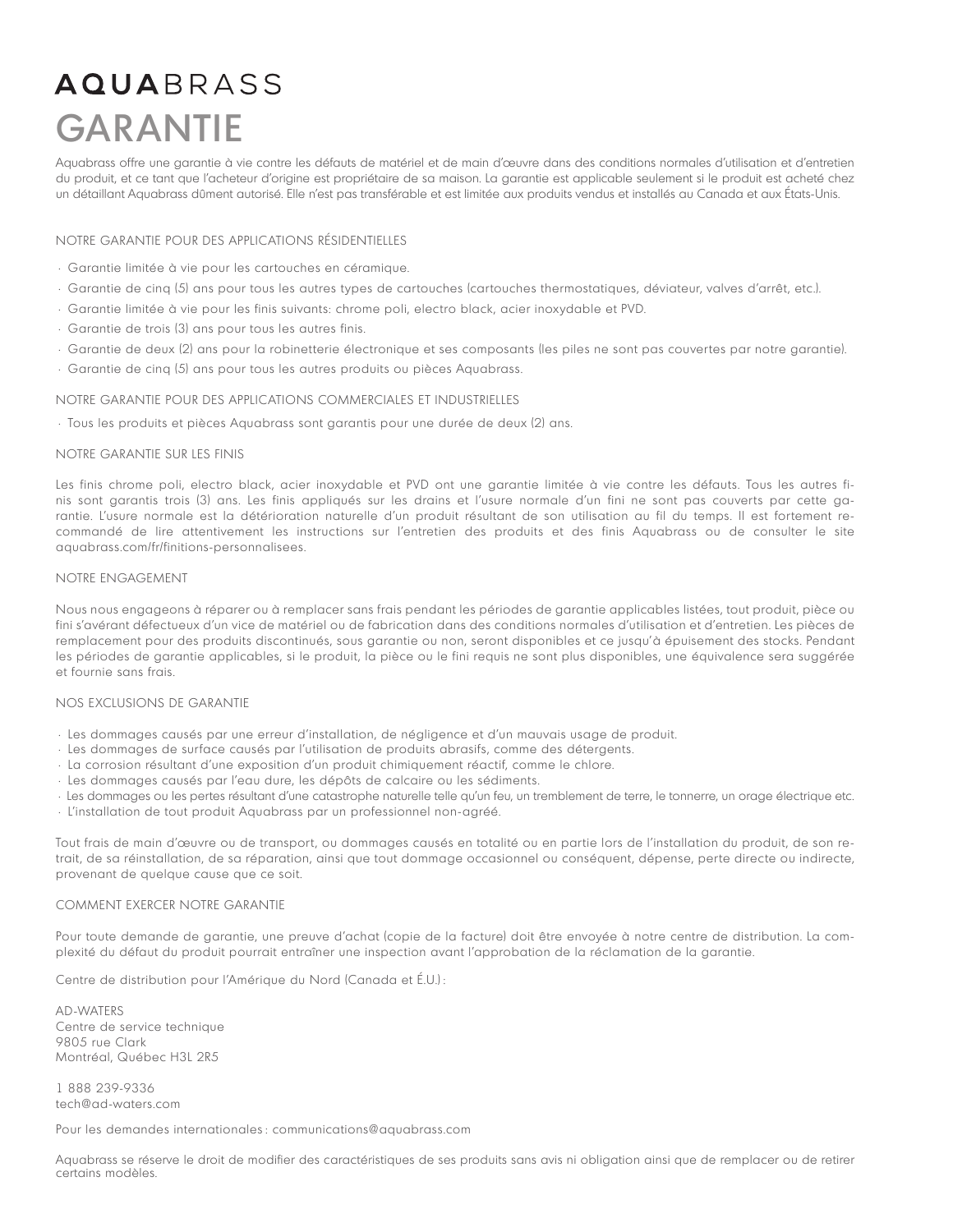# AQUABRASS

# GARANTIE

Aquabrass offre une garantie à vie contre les défauts de matériel et de main d'œuvre dans des conditions normales d'utilisation et d'entretien du produit, et ce tant que l'acheteur d'origine est propriétaire de sa maison. La garantie est applicable seulement si le produit est acheté chez un détaillant Aquabrass dûment autorisé. Elle n'est pas transférable et est limitée aux produits vendus et installés au Canada et aux États-Unis.

## NOTRE GARANTIE POUR DES APPLICATIONS RÉSIDENTIELLES

- Garantie limitée à vie pour les cartouches en céramique.
- Garantie de cinq (5) ans pour tous les autres types de cartouches (cartouches thermostatiques, déviateur, valves d'arrêt, etc.).
- Garantie limitée à vie pour les finis suivants: chrome poli, electro black, acier inoxydable et PVD.
- Garantie de trois (3) ans pour tous les autres finis.
- Garantie de deux (2) ans pour la robinetterie électronique et ses composants (les piles ne sont pas couvertes par notre garantie).
- Garantie de cinq (5) ans pour tous les autres produits ou pièces Aquabrass.

## NOTRE GARANTIE POUR DES APPLICATIONS COMMERCIALES ET INDUSTRIELLES

- Tous les produits et pièces Aquabrass sont garantis pour une durée de deux (2) ans.

## NOTRE GARANTIE SUR LES FINIS

Les finis chrome poli, electro black, acier inoxydable et PVD ont une garantie limitée à vie contre les défauts. Tous les autres finis sont garantis trois (3) ans. Les finis appliqués sur les drains et l'usure normale d'un fini ne sont pas couverts par cette garantie. L'usure normale est la détérioration naturelle d'un produit résultant de son utilisation au fil du temps. Il est fortement recommandé de lire attentivement les instructions sur l'entretien des produits et des finis Aquabrass ou de consulter le site aquabrass.com/fr/finitions-personnalisees.

## NOTRE ENGAGEMENT

Nous nous engageons à réparer ou à remplacer sans frais pendant les périodes de garantie applicables listées, tout produit, pièce ou fini s'avérant défectueux d'un vice de matériel ou de fabrication dans des conditions normales d'utilisation et d'entretien. Les pièces de remplacement pour des produits discontinués, sous garantie ou non, seront disponibles et ce jusqu'à épuisement des stocks. Pendant les périodes de garantie applicables, si le produit, la pièce ou le fini requis ne sont plus disponibles, une équivalence sera suggérée et fournie sans frais.

## NOS EXCLUSIONS DE GARANTIE

- Les dommages causés par une erreur d'installation, de négligence et d'un mauvais usage de produit.
- Les dommages de surface causés par l'utilisation de produits abrasifs, comme des détergents.
- La corrosion résultant d'une exposition d'un produit chimiquement réactif, comme le chlore.
- Les dommages causés par l'eau dure, les dépôts de calcaire ou les sédiments.
- Les dommages ou les pertes résultant d'une catastrophe naturelle telle qu'un feu, un tremblement de terre, le tonnerre, un orage électrique etc.
- L'installation de tout produit Aquabrass par un professionnel non-agréé.

Tout frais de main d'œuvre ou de transport, ou dommages causés en totalité ou en partie lors de l'installation du produit, de son retrait, de sa réinstallation, de sa réparation, ainsi que tout dommage occasionnel ou conséquent, dépense, perte directe ou indirecte, provenant de quelque cause que ce soit.

## COMMENT EXERCER NOTRE GARANTIE

Pour toute demande de garantie, une preuve d'achat (copie de la facture) doit être envoyée à notre centre de distribution. La complexité du défaut du produit pourrait entraîner une inspection avant l'approbation de la réclamation de la garantie.

Centre de distribution pour l'Amérique du Nord (Canada et É.U.) :

AD-WATERS
Centre de service technique
9805 rue Clark
Montréal, Québec H3L 2R5

1 888 239-9336
tech@ad-waters.com

Pour les demandes internationales : communications@aquabrass.com

Aquabrass se réserve le droit de modifier des caractéristiques de ses produits sans avis ni obligation ainsi que de remplacer ou de retirer certains modèles.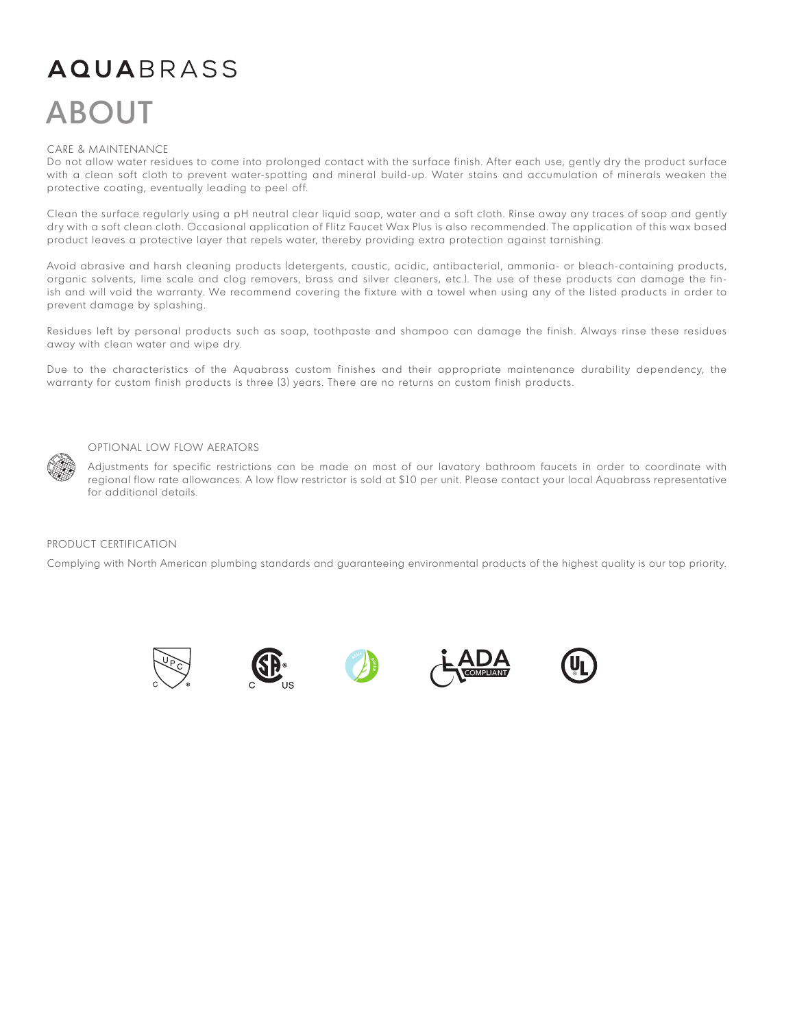# AQUABRASS

# ABOUT

## CARE & MAINTENANCE

Do not allow water residues to come into prolonged contact with the surface finish. After each use, gently dry the product surface with a clean soft cloth to prevent water-spotting and mineral build-up. Water stains and accumulation of minerals weaken the protective coating, eventually leading to peel off.

Clean the surface regularly using a pH neutral clear liquid soap, water and a soft cloth. Rinse away any traces of soap and gently dry with a soft clean cloth. Occasional application of Flitz Faucet Wax Plus is also recommended. The application of this wax based product leaves a protective layer that repels water, thereby providing extra protection against tarnishing.

Avoid abrasive and harsh cleaning products (detergents, caustic, acidic, antibacterial, ammonia- or bleach-containing products, organic solvents, lime scale and clog removers, brass and silver cleaners, etc.). The use of these products can damage the finish and will void the warranty. We recommend covering the fixture with a towel when using any of the listed products in order to prevent damage by splashing.

Residues left by personal products such as soap, toothpaste and shampoo can damage the finish. Always rinse these residues away with clean water and wipe dry.

Due to the characteristics of the Aquabrass custom finishes and their appropriate maintenance durability dependency, the warranty for custom finish products is three (3) years. There are no returns on custom finish products.

## OPTIONAL LOW FLOW AERATORS

Adjustments for specific restrictions can be made on most of our lavatory bathroom faucets in order to coordinate with regional flow rate allowances. A low flow restrictor is sold at $10 per unit. Please contact your local Aquabrass representative for additional details.

## PRODUCT CERTIFICATION

Complying with North American plumbing standards and guaranteeing environmental products of the highest quality is our top priority.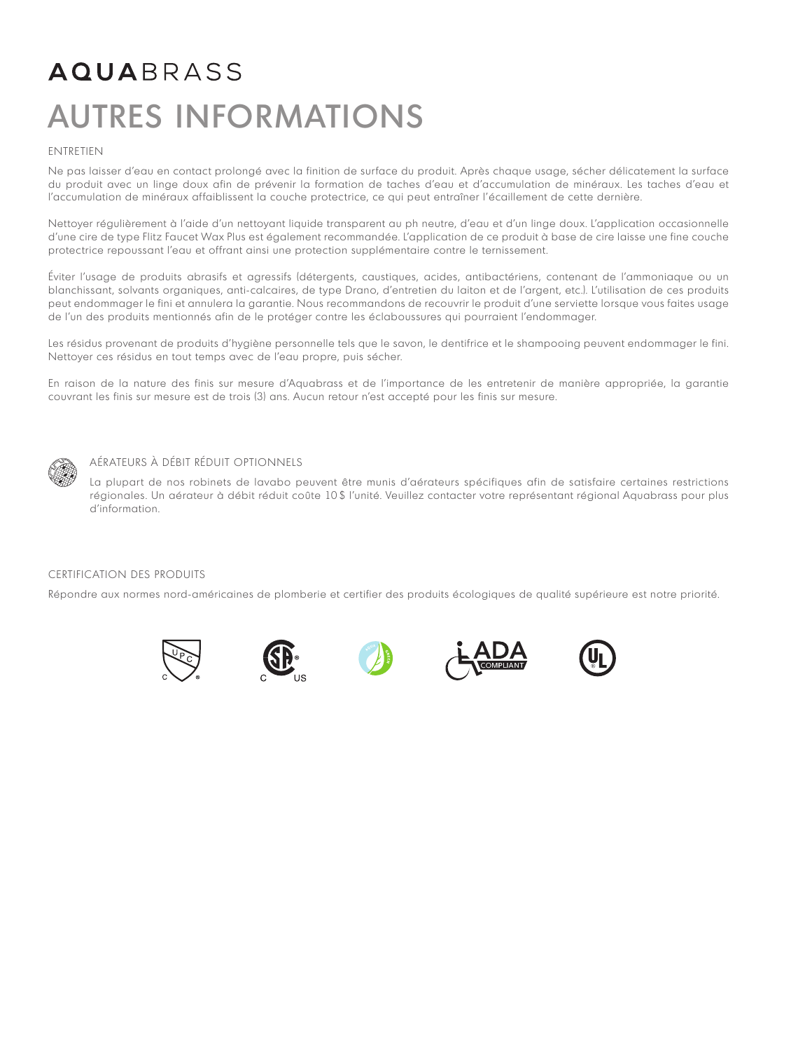# AQUABRASS

# AUTRES INFORMATIONS

## ENTRETIEN

Ne pas laisser d'eau en contact prolongé avec la finition de surface du produit. Après chaque usage, sécher délicatement la surface du produit avec un linge doux afin de prévenir la formation de taches d'eau et d'accumulation de minéraux. Les taches d'eau et l'accumulation de minéraux affaiblissent la couche protectrice, ce qui peut entraîner l'écaillement de cette dernière.

Nettoyer régulièrement à l'aide d'un nettoyant liquide transparent au ph neutre, d'eau et d'un linge doux. L'application occasionnelle d'une cire de type Flitz Faucet Wax Plus est également recommandée. L'application de ce produit à base de cire laisse une fine couche protectrice repoussant l'eau et offrant ainsi une protection supplémentaire contre le ternissement.

Éviter l'usage de produits abrasifs et agressifs (détergents, caustiques, acides, antibactériens, contenant de l'ammoniaque ou un blanchissant, solvants organiques, anti-calcaires, de type Drano, d'entretien du laiton et de l'argent, etc.). L'utilisation de ces produits peut endommager le fini et annulera la garantie. Nous recommandons de recouvrir le produit d'une serviette lorsque vous faites usage de l'un des produits mentionnés afin de le protéger contre les éclaboussures qui pourraient l'endommager.

Les résidus provenant de produits d'hygiène personnelle tels que le savon, le dentifrice et le shampooing peuvent endommager le fini. Nettoyer ces résidus en tout temps avec de l'eau propre, puis sécher.

En raison de la nature des finis sur mesure d'Aquabrass et de l'importance de les entretenir de manière appropriée, la garantie couvrant les finis sur mesure est de trois (3) ans. Aucun retour n'est accepté pour les finis sur mesure.

## AÉRATEURS À DÉBIT RÉDUIT OPTIONNELS

La plupart de nos robinets de lavabo peuvent être munis d'aérateurs spécifiques afin de satisfaire certaines restrictions régionales. Un aérateur à débit réduit coûte 10 $ l'unité. Veuillez contacter votre représentant régional Aquabrass pour plus d'information.

## CERTIFICATION DES PRODUITS

Répondre aux normes nord-américaines de plomberie et certifier des produits écologiques de qualité supérieure est notre priorité.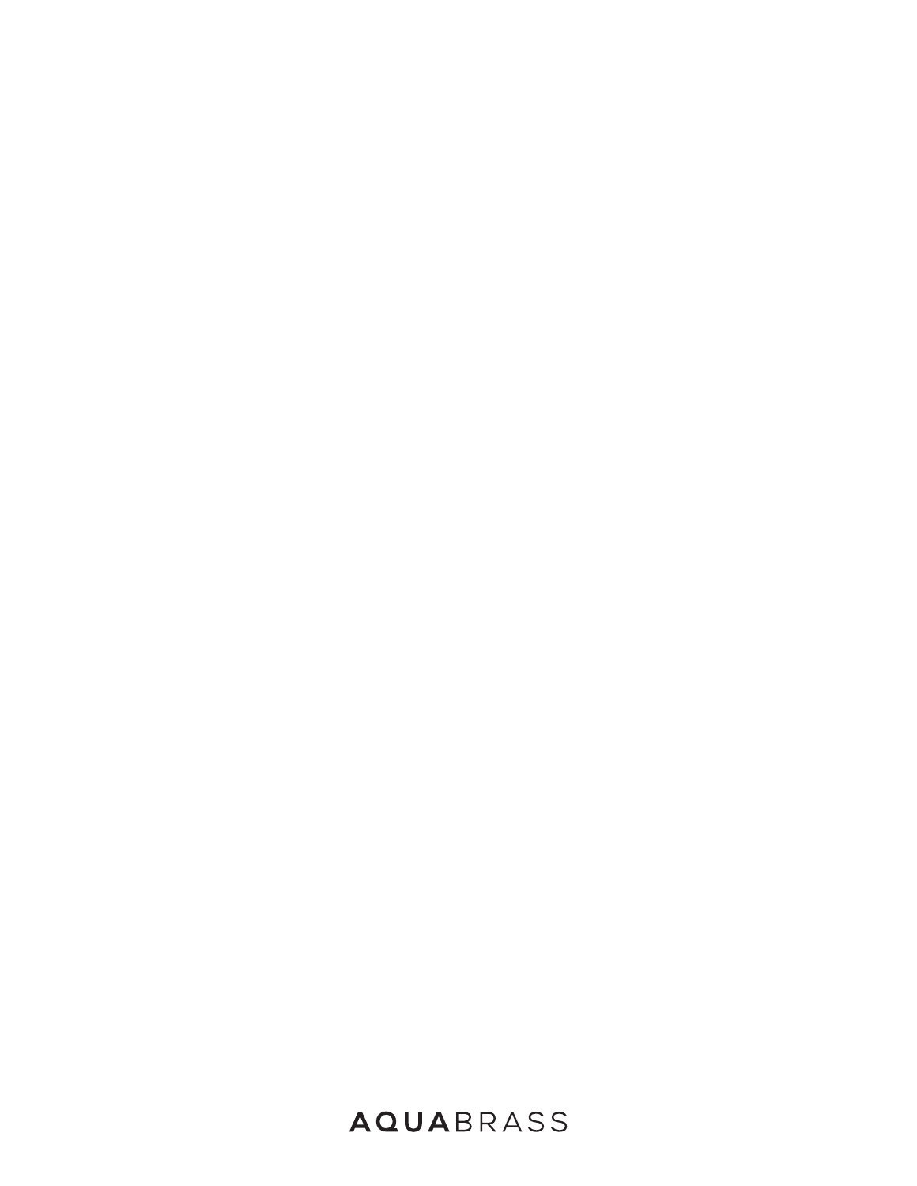AQUABRASS